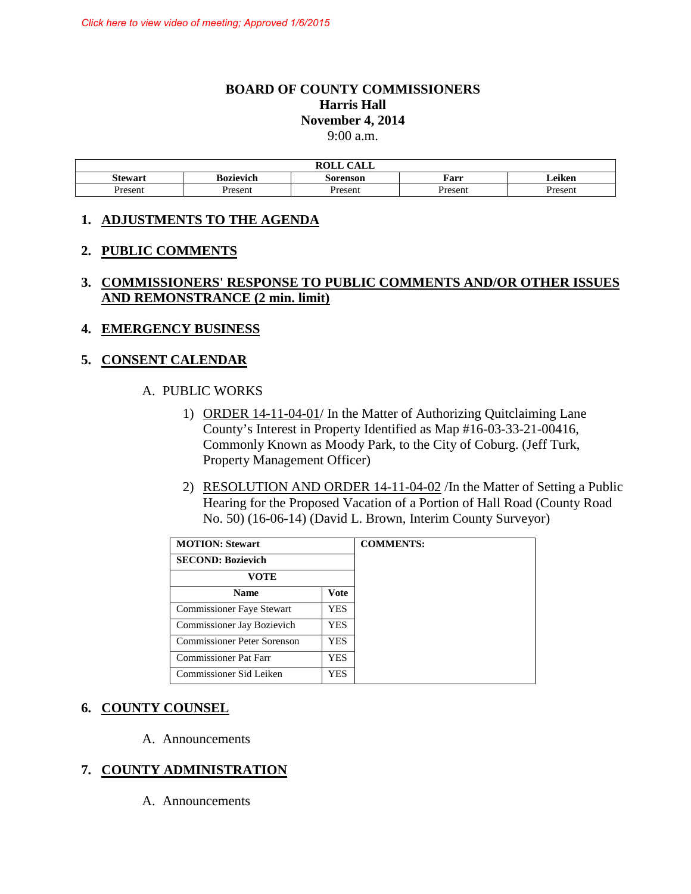*Click here to view video of meeting; Approved 1/6/2015*

# BOARD OF COUNTY COMMISSIONERS
## Harris Hall
## November 4, 2014
9:00 a.m.

| ROLL CALL | | | | |
|---|---|---|---|---|
| **Stewart** | **Bozievich** | **Sorenson** | **Farr** | **Leiken** |
| Present | Present | Present | Present | Present |

## 1. ADJUSTMENTS TO THE AGENDA

## 2. PUBLIC COMMENTS

## 3. COMMISSIONERS' RESPONSE TO PUBLIC COMMENTS AND/OR OTHER ISSUES AND REMONSTRANCE (2 min. limit)

## 4. EMERGENCY BUSINESS

## 5. CONSENT CALENDAR

A. PUBLIC WORKS

1) ORDER 14-11-04-01/ In the Matter of Authorizing Quitclaiming Lane County's Interest in Property Identified as Map #16-03-33-21-00416, Commonly Known as Moody Park, to the City of Coburg. (Jeff Turk, Property Management Officer)

2) RESOLUTION AND ORDER 14-11-04-02 /In the Matter of Setting a Public Hearing for the Proposed Vacation of a Portion of Hall Road (County Road No. 50) (16-06-14) (David L. Brown, Interim County Surveyor)

| **MOTION: Stewart** | | **COMMENTS:** |
|---|---|---|
| **SECOND: Bozievich** | | |
| **VOTE** | | |
| **Name** | **Vote** | |
| Commissioner Faye Stewart | YES | |
| Commissioner Jay Bozievich | YES | |
| Commissioner Peter Sorenson | YES | |
| Commissioner Pat Farr | YES | |
| Commissioner Sid Leiken | YES | |

## 6. COUNTY COUNSEL

A. Announcements

## 7. COUNTY ADMINISTRATION

A. Announcements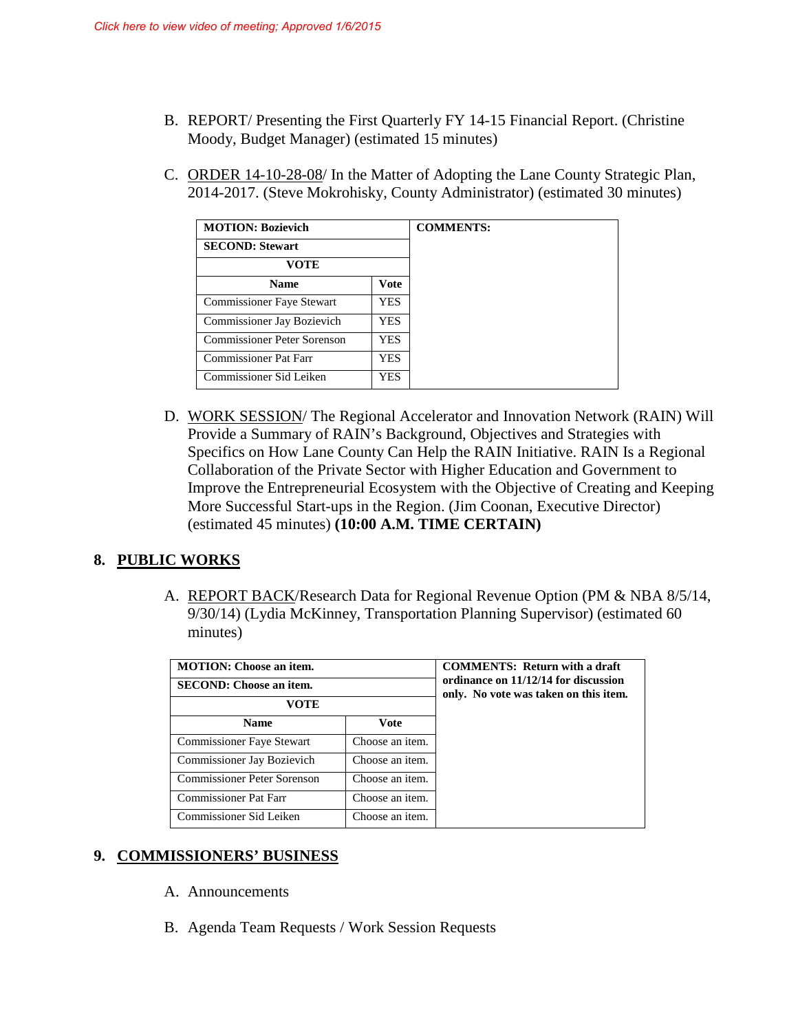*Click here to view video of meeting; Approved 1/6/2015*

B. REPORT/ Presenting the First Quarterly FY 14-15 Financial Report. (Christine Moody, Budget Manager) (estimated 15 minutes)

C. ORDER 14-10-28-08/ In the Matter of Adopting the Lane County Strategic Plan, 2014-2017. (Steve Mokrohisky, County Administrator) (estimated 30 minutes)

| **MOTION: Bozievich** | | **COMMENTS:** |
|---|---|---|
| **SECOND: Stewart** | | |
| **VOTE** | | |
| **Name** | **Vote** | |
| Commissioner Faye Stewart | YES | |
| Commissioner Jay Bozievich | YES | |
| Commissioner Peter Sorenson | YES | |
| Commissioner Pat Farr | YES | |
| Commissioner Sid Leiken | YES | |

D. WORK SESSION/ The Regional Accelerator and Innovation Network (RAIN) Will Provide a Summary of RAIN's Background, Objectives and Strategies with Specifics on How Lane County Can Help the RAIN Initiative. RAIN Is a Regional Collaboration of the Private Sector with Higher Education and Government to Improve the Entrepreneurial Ecosystem with the Objective of Creating and Keeping More Successful Start-ups in the Region. (Jim Coonan, Executive Director) (estimated 45 minutes) **(10:00 A.M. TIME CERTAIN)**

## 8. PUBLIC WORKS

A. REPORT BACK/Research Data for Regional Revenue Option (PM & NBA 8/5/14, 9/30/14) (Lydia McKinney, Transportation Planning Supervisor) (estimated 60 minutes)

| **MOTION: Choose an item.** | | **COMMENTS: Return with a draft ordinance on 11/12/14 for discussion only. No vote was taken on this item.** |
|---|---|---|
| **SECOND: Choose an item.** | | |
| **VOTE** | | |
| **Name** | **Vote** | |
| Commissioner Faye Stewart | Choose an item. | |
| Commissioner Jay Bozievich | Choose an item. | |
| Commissioner Peter Sorenson | Choose an item. | |
| Commissioner Pat Farr | Choose an item. | |
| Commissioner Sid Leiken | Choose an item. | |

## 9. COMMISSIONERS' BUSINESS

A. Announcements

B. Agenda Team Requests / Work Session Requests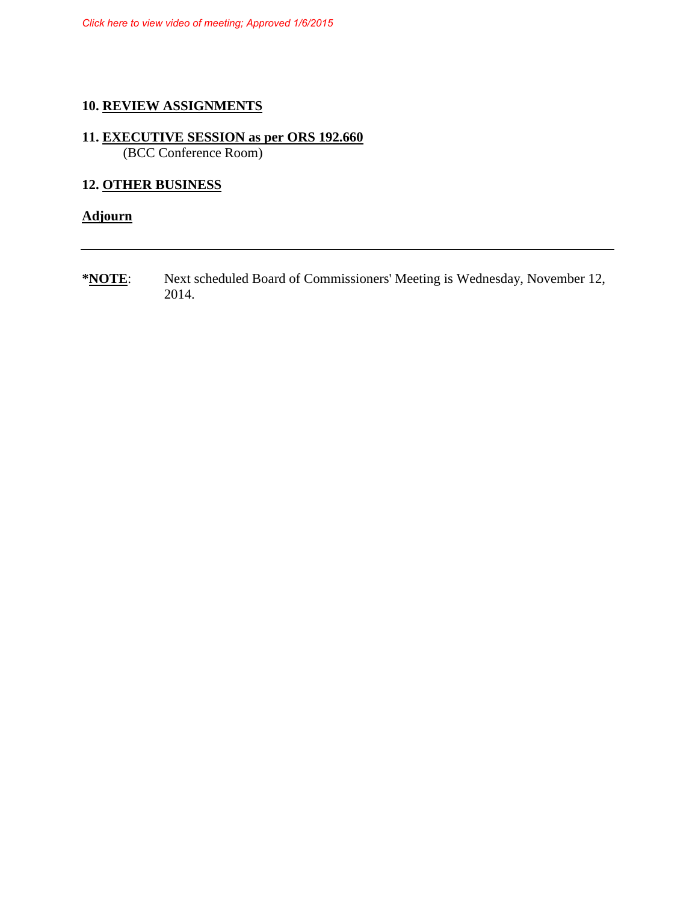*Click here to view video of meeting; Approved 1/6/2015*

**10. REVIEW ASSIGNMENTS**

**11. EXECUTIVE SESSION as per ORS 192.660**
(BCC Conference Room)

**12. OTHER BUSINESS**

**Adjourn**

---

***NOTE**: Next scheduled Board of Commissioners' Meeting is Wednesday, November 12, 2014.